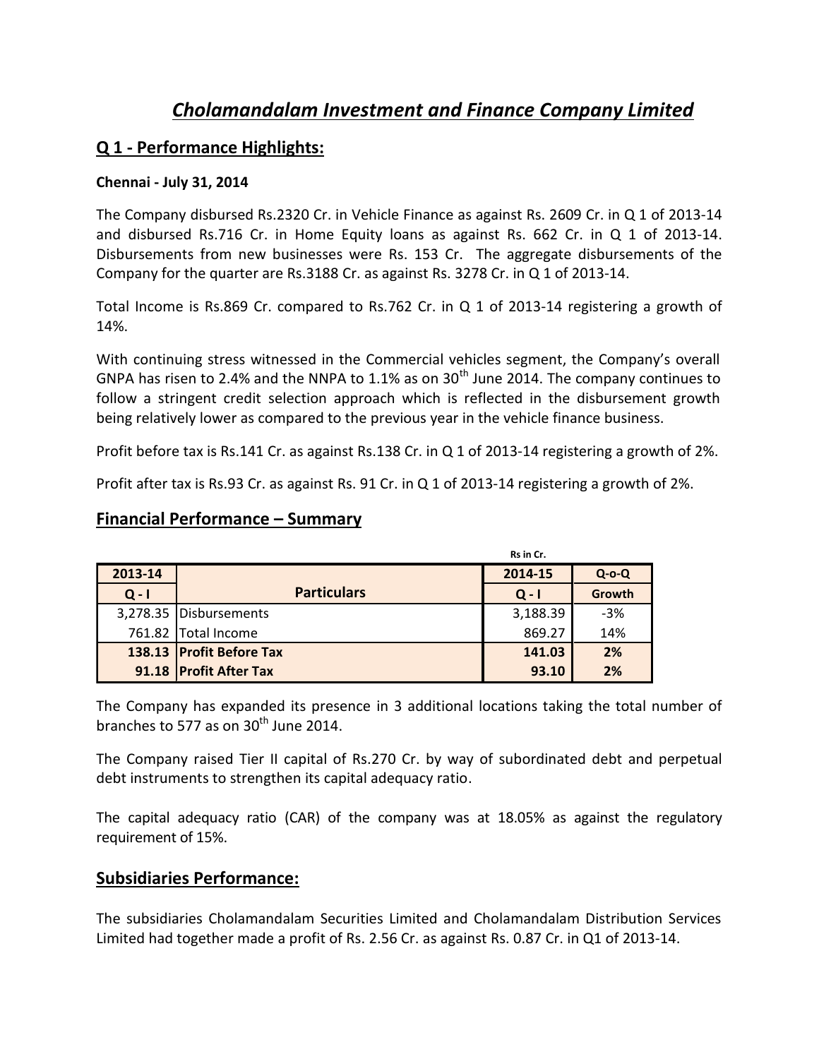# *Cholamandalam Investment and Finance Company Limited*

## Q 1 - Performance Highlights:

**Chennai - July 31, 2014**

The Company disbursed Rs.2320 Cr. in Vehicle Finance as against Rs. 2609 Cr. in Q 1 of 2013-14 and disbursed Rs.716 Cr. in Home Equity loans as against Rs. 662 Cr. in Q 1 of 2013-14. Disbursements from new businesses were Rs. 153 Cr. The aggregate disbursements of the Company for the quarter are Rs.3188 Cr. as against Rs. 3278 Cr. in Q 1 of 2013-14.

Total Income is Rs.869 Cr. compared to Rs.762 Cr. in Q 1 of 2013-14 registering a growth of 14%.

With continuing stress witnessed in the Commercial vehicles segment, the Company's overall GNPA has risen to 2.4% and the NNPA to 1.1% as on 30th June 2014. The company continues to follow a stringent credit selection approach which is reflected in the disbursement growth being relatively lower as compared to the previous year in the vehicle finance business.

Profit before tax is Rs.141 Cr. as against Rs.138 Cr. in Q 1 of 2013-14 registering a growth of 2%.

Profit after tax is Rs.93 Cr. as against Rs. 91 Cr. in Q 1 of 2013-14 registering a growth of 2%.

## Financial Performance – Summary

Rs in Cr.

| 2013-14 | | 2014-15 | Q-o-Q |
|---|---|---|---|
| Q - I | Particulars | Q - I | Growth |
| 3,278.35 | Disbursements | 3,188.39 | -3% |
| 761.82 | Total Income | 869.27 | 14% |
| **138.13** | **Profit Before Tax** | **141.03** | **2%** |
| **91.18** | **Profit After Tax** | **93.10** | **2%** |

The Company has expanded its presence in 3 additional locations taking the total number of branches to 577 as on 30th June 2014.

The Company raised Tier II capital of Rs.270 Cr. by way of subordinated debt and perpetual debt instruments to strengthen its capital adequacy ratio.

The capital adequacy ratio (CAR) of the company was at 18.05% as against the regulatory requirement of 15%.

## Subsidiaries Performance:

The subsidiaries Cholamandalam Securities Limited and Cholamandalam Distribution Services Limited had together made a profit of Rs. 2.56 Cr. as against Rs. 0.87 Cr. in Q1 of 2013-14.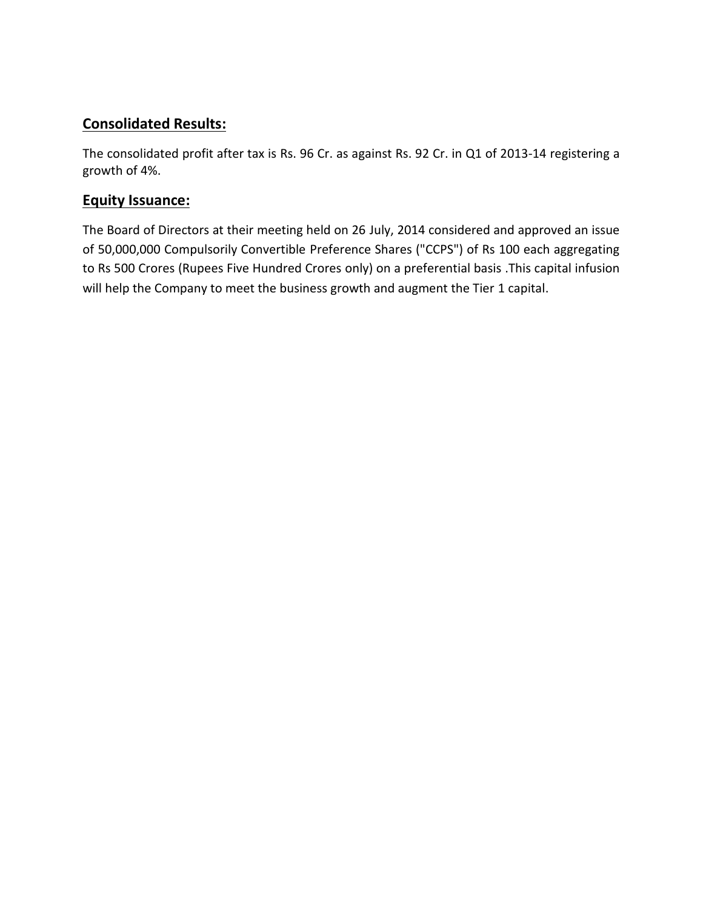## Consolidated Results:

The consolidated profit after tax is Rs. 96 Cr. as against Rs. 92 Cr. in Q1 of 2013-14 registering a growth of 4%.

## Equity Issuance:

The Board of Directors at their meeting held on 26 July, 2014 considered and approved an issue of 50,000,000 Compulsorily Convertible Preference Shares ("CCPS") of Rs 100 each aggregating to Rs 500 Crores (Rupees Five Hundred Crores only) on a preferential basis .This capital infusion will help the Company to meet the business growth and augment the Tier 1 capital.